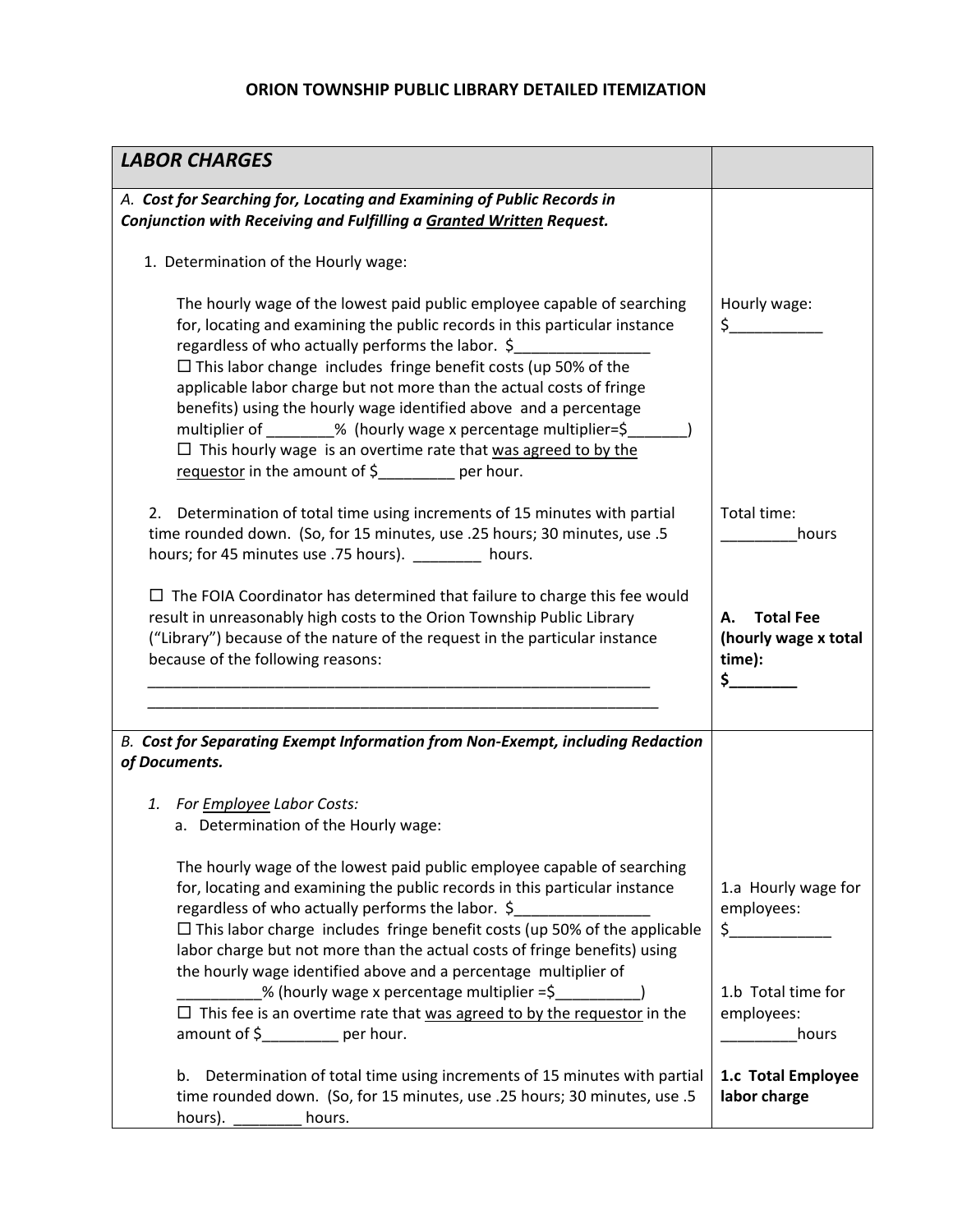# ORION TOWNSHIP PUBLIC LIBRARY DETAILED ITEMIZATION

| ***LABOR CHARGES*** | |
|---|---|
| *A.* ***Cost for Searching for, Locating and Examining of Public Records in Conjunction with Receiving and Fulfilling a Granted Written Request.***<br><br>1. Determination of the Hourly wage:<br><br>The hourly wage of the lowest paid public employee capable of searching for, locating and examining the public records in this particular instance regardless of who actually performs the labor. $________________<br>☐ This labor change includes fringe benefit costs (up 50% of the applicable labor charge but not more than the actual costs of fringe benefits) using the hourly wage identified above and a percentage multiplier of ________% (hourly wage x percentage multiplier=$_______)<br>☐ This hourly wage is an overtime rate that was agreed to by the requestor in the amount of $_________ per hour.<br><br>2. Determination of total time using increments of 15 minutes with partial time rounded down. (So, for 15 minutes, use .25 hours; 30 minutes, use .5 hours; for 45 minutes use .75 hours). ________ hours.<br><br>☐ The FOIA Coordinator has determined that failure to charge this fee would result in unreasonably high costs to the Orion Township Public Library ("Library") because of the nature of the request in the particular instance because of the following reasons:<br>_______________________________________________________________<br>_______________________________________________________________ | Hourly wage:<br>$___________<br><br>Total time:<br>_________hours<br><br>**A. Total Fee (hourly wage x total time):**<br>**$________** |
| *B.* ***Cost for Separating Exempt Information from Non-Exempt, including Redaction of Documents.***<br><br>*1. For Employee Labor Costs:*<br>a. Determination of the Hourly wage:<br><br>The hourly wage of the lowest paid public employee capable of searching for, locating and examining the public records in this particular instance regardless of who actually performs the labor. $________________<br>☐ This labor charge includes fringe benefit costs (up 50% of the applicable labor charge but not more than the actual costs of fringe benefits) using the hourly wage identified above and a percentage multiplier of __________% (hourly wage x percentage multiplier =$__________)<br>☐ This fee is an overtime rate that was agreed to by the requestor in the amount of $_________ per hour.<br><br>b. Determination of total time using increments of 15 minutes with partial time rounded down. (So, for 15 minutes, use .25 hours; 30 minutes, use .5 hours). ________ hours. | 1.a Hourly wage for employees:<br>$____________<br><br>1.b Total time for employees:<br>_________hours<br><br>**1.c Total Employee labor charge** |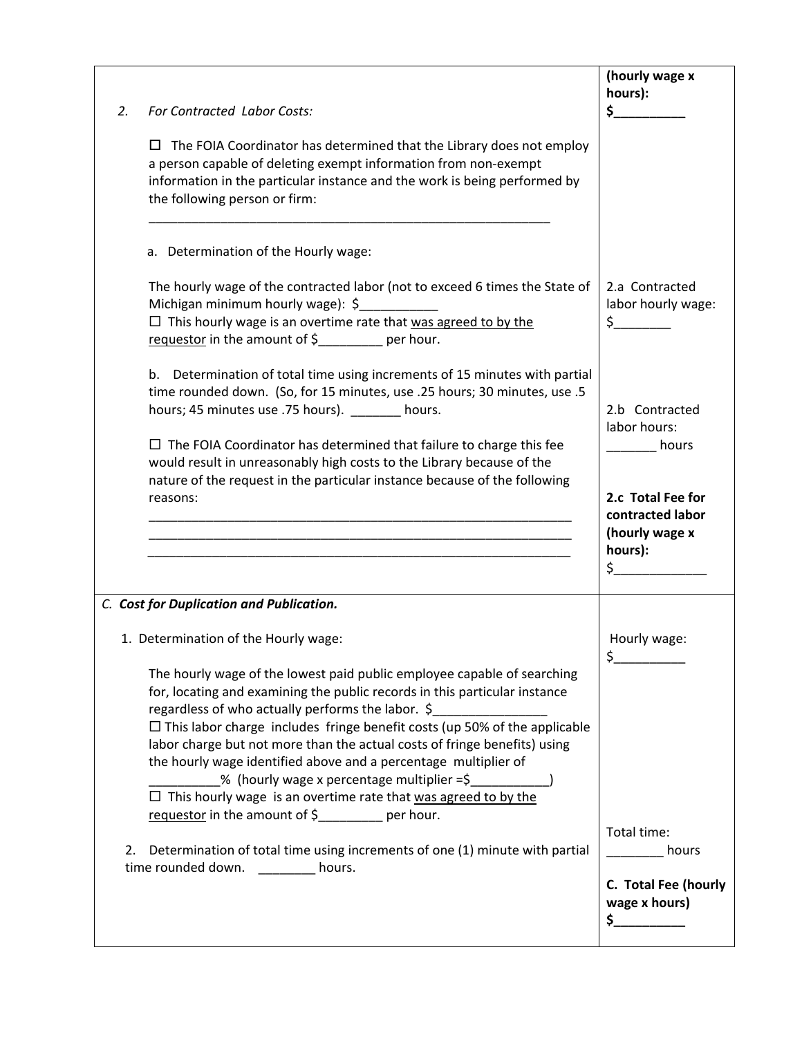| | |
|---|---|
| 2. *For Contracted Labor Costs:*<br><br>☐ The FOIA Coordinator has determined that the Library does not employ a person capable of deleting exempt information from non-exempt information in the particular instance and the work is being performed by the following person or firm:<br><br>___________________________________________________________<br><br>a. Determination of the Hourly wage:<br><br>The hourly wage of the contracted labor (not to exceed 6 times the State of Michigan minimum hourly wage): $___________<br>☐ This hourly wage is an overtime rate that <u>was agreed to by the requestor</u> in the amount of $_________ per hour.<br><br>b. Determination of total time using increments of 15 minutes with partial time rounded down. (So, for 15 minutes, use .25 hours; 30 minutes, use .5 hours; 45 minutes use .75 hours). _______ hours.<br><br>☐ The FOIA Coordinator has determined that failure to charge this fee would result in unreasonably high costs to the Library because of the nature of the request in the particular instance because of the following reasons:<br>______________________________________________________________<br>______________________________________________________________<br>______________________________________________________________ | **(hourly wage x hours):**<br>**$__________**<br><br>2.a Contracted labor hourly wage: $________<br><br>2.b Contracted labor hours: _______ hours<br><br>**2.c Total Fee for contracted labor (hourly wage x hours):**<br>$_____________ |
| ***C. Cost for Duplication and Publication.***<br><br>1. Determination of the Hourly wage:<br><br>The hourly wage of the lowest paid public employee capable of searching for, locating and examining the public records in this particular instance regardless of who actually performs the labor. $________________<br>☐ This labor charge includes fringe benefit costs (up 50% of the applicable labor charge but not more than the actual costs of fringe benefits) using the hourly wage identified above and a percentage multiplier of __________% (hourly wage x percentage multiplier =$___________)<br>☐ This hourly wage is an overtime rate that <u>was agreed to by the requestor</u> in the amount of $_________ per hour.<br><br>2. Determination of total time using increments of one (1) minute with partial time rounded down. ________ hours. | Hourly wage:<br>$__________<br><br>Total time:<br>________ hours<br><br>**C. Total Fee (hourly wage x hours)**<br>**$__________** |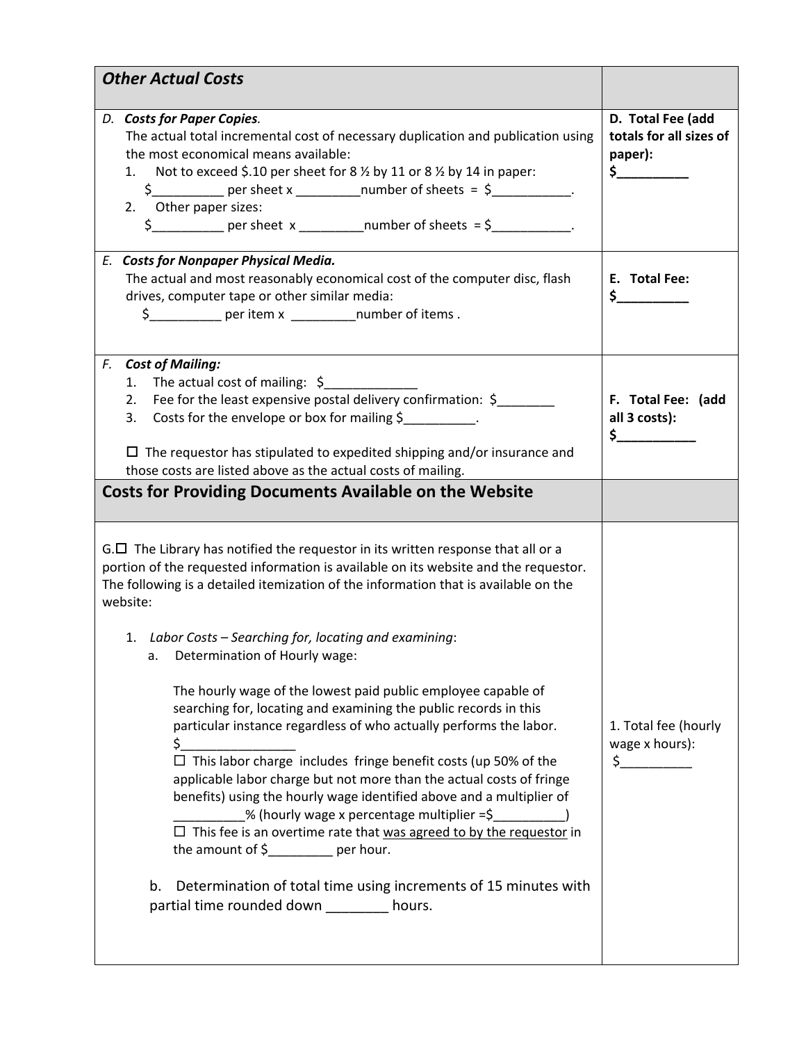| *Other Actual Costs* | |
|---|---|
| D. ***Costs for Paper Copies***. The actual total incremental cost of necessary duplication and publication using the most economical means available:<br>1. Not to exceed $.10 per sheet for 8 ½ by 11 or 8 ½ by 14 in paper: $__________ per sheet x _________number of sheets = $___________.<br>2. Other paper sizes: $__________ per sheet x _________number of sheets = $___________. | **D. Total Fee (add totals for all sizes of paper): $__________** |
| E. ***Costs for Nonpaper Physical Media.*** The actual and most reasonably economical cost of the computer disc, flash drives, computer tape or other similar media: $__________ per item x _________number of items . | **E. Total Fee: $__________** |
| F. ***Cost of Mailing:***<br>1. The actual cost of mailing: $_____________<br>2. Fee for the least expensive postal delivery confirmation: $________<br>3. Costs for the envelope or box for mailing $__________.<br><br>☐ The requestor has stipulated to expedited shipping and/or insurance and those costs are listed above as the actual costs of mailing. | **F. Total Fee: (add all 3 costs): $___________** |
| **Costs for Providing Documents Available on the Website** | |
| G.☐ The Library has notified the requestor in its written response that all or a portion of the requested information is available on its website and the requestor. The following is a detailed itemization of the information that is available on the website:<br><br>1. *Labor Costs – Searching for, locating and examining*:<br>a. Determination of Hourly wage:<br><br>The hourly wage of the lowest paid public employee capable of searching for, locating and examining the public records in this particular instance regardless of who actually performs the labor. $________________<br>☐ This labor charge includes fringe benefit costs (up 50% of the applicable labor charge but not more than the actual costs of fringe benefits) using the hourly wage identified above and a multiplier of __________% (hourly wage x percentage multiplier =$__________)<br>☐ This fee is an overtime rate that <u>was agreed to by the requestor</u> in the amount of $_________ per hour.<br><br>b. Determination of total time using increments of 15 minutes with partial time rounded down ________ hours. | 1. Total fee (hourly wage x hours): $__________ |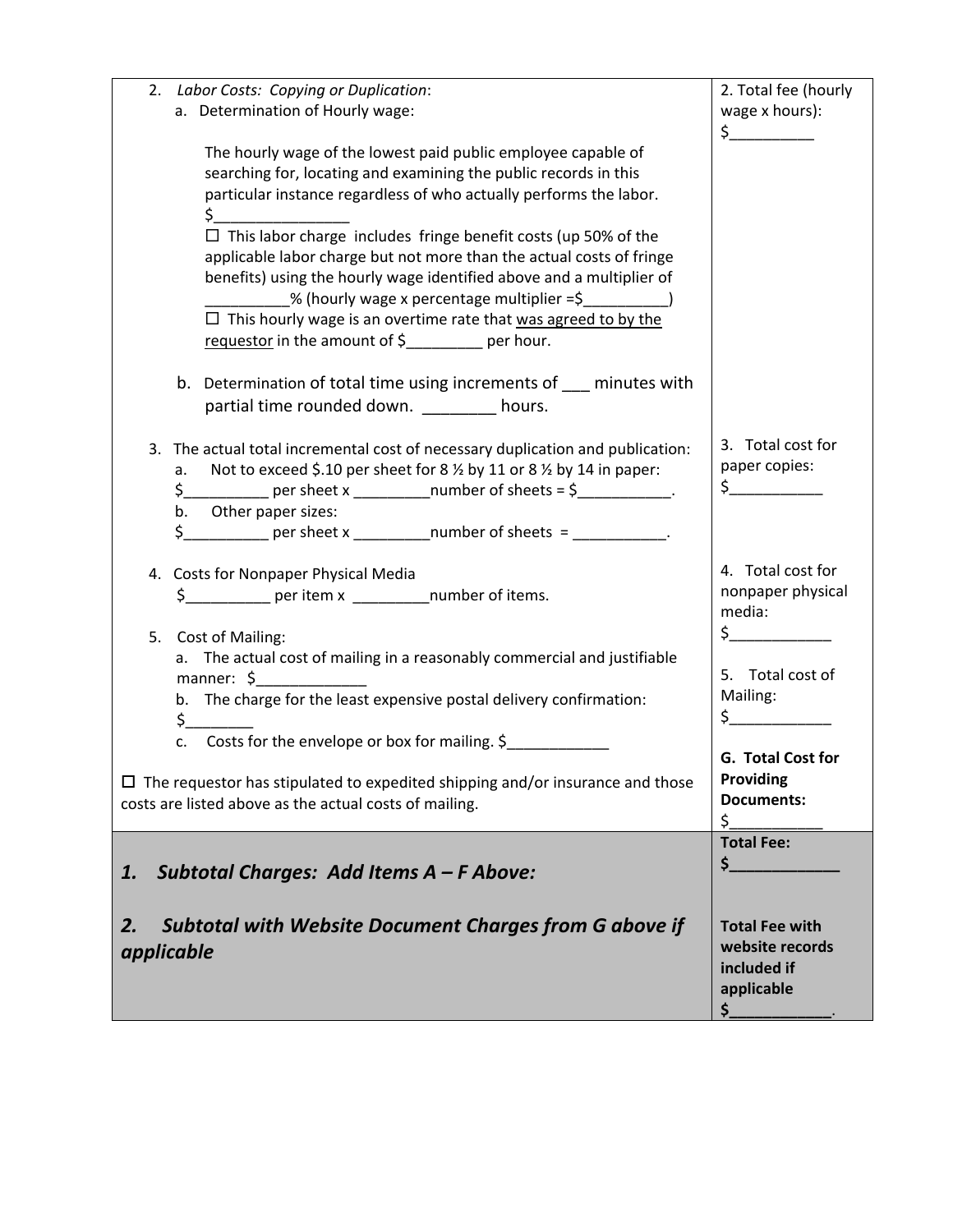| | |
|---|---|
| 2. *Labor Costs: Copying or Duplication*:<br>a. Determination of Hourly wage:<br><br>The hourly wage of the lowest paid public employee capable of searching for, locating and examining the public records in this particular instance regardless of who actually performs the labor. $________________<br>☐ This labor charge includes fringe benefit costs (up 50% of the applicable labor charge but not more than the actual costs of fringe benefits) using the hourly wage identified above and a multiplier of __________% (hourly wage x percentage multiplier =$__________)<br>☐ This hourly wage is an overtime rate that <u>was agreed to by the requestor</u> in the amount of $_________ per hour.<br><br>b. Determination of total time using increments of ___ minutes with partial time rounded down. ________ hours. | 2. Total fee (hourly wage x hours):<br>$__________ |
| 3. The actual total incremental cost of necessary duplication and publication:<br>a. Not to exceed $.10 per sheet for 8 ½ by 11 or 8 ½ by 14 in paper:<br>$__________ per sheet x _________number of sheets = $___________.<br>b. Other paper sizes:<br>$__________ per sheet x _________number of sheets = ___________. | 3. Total cost for paper copies:<br>$___________ |
| 4. Costs for Nonpaper Physical Media<br>$__________ per item x _________number of items.<br><br>5. Cost of Mailing:<br>a. The actual cost of mailing in a reasonably commercial and justifiable manner: $_____________<br>b. The charge for the least expensive postal delivery confirmation: $________<br>c. Costs for the envelope or box for mailing. $____________<br><br>☐ The requestor has stipulated to expedited shipping and/or insurance and those costs are listed above as the actual costs of mailing. | 4. Total cost for nonpaper physical media:<br>$____________<br><br>5. Total cost of Mailing:<br>$____________<br><br>**G. Total Cost for Providing Documents:**<br>$___________ |
| ***1. Subtotal Charges: Add Items A – F Above:***<br><br>***2. Subtotal with Website Document Charges from G above if applicable*** | **Total Fee:**<br>**$_____________**<br><br>**Total Fee with website records included if applicable**<br>**$____________.** |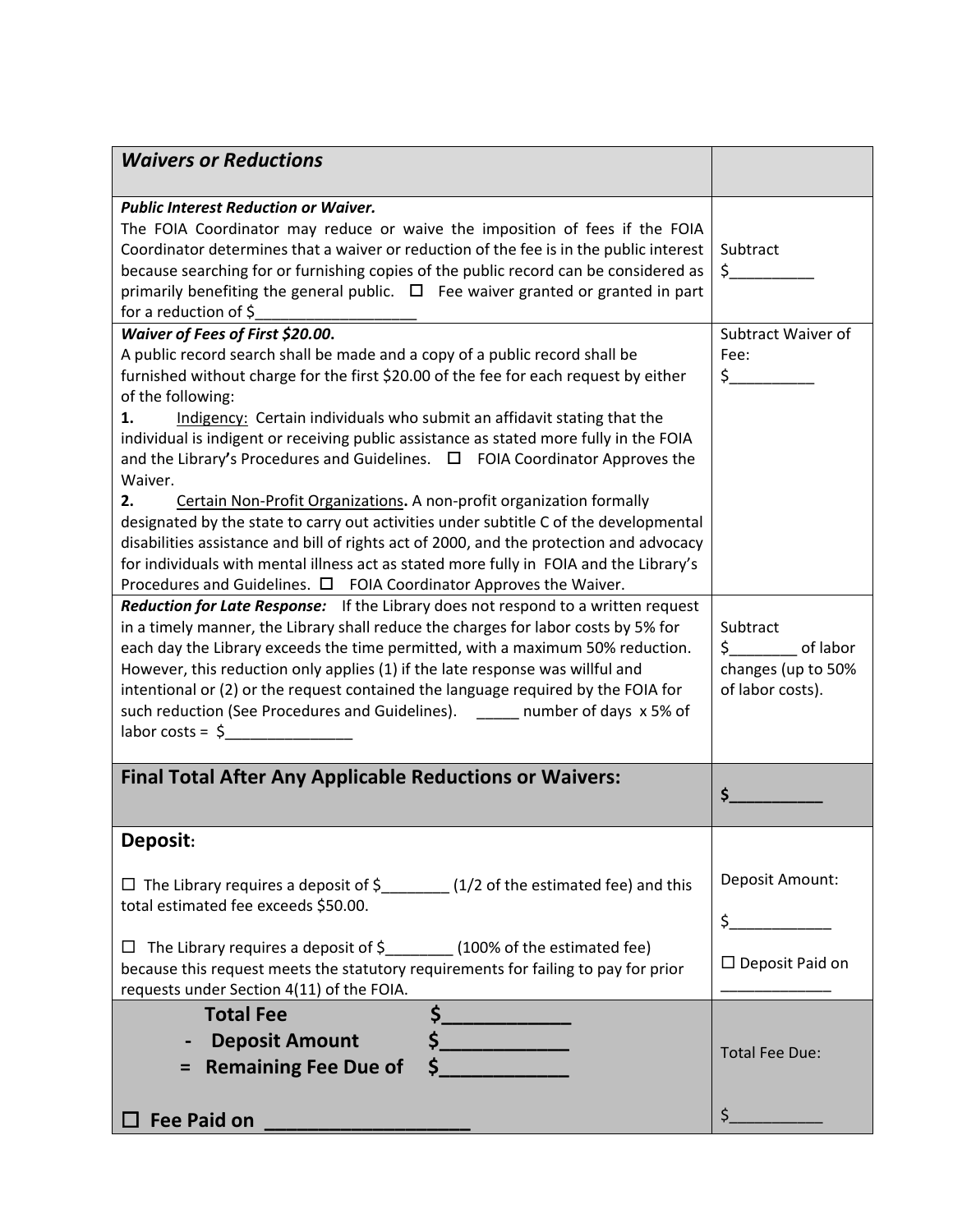| *Waivers or Reductions* | |
|---|---|
| ***Public Interest Reduction or Waiver.*** The FOIA Coordinator may reduce or waive the imposition of fees if the FOIA Coordinator determines that a waiver or reduction of the fee is in the public interest because searching for or furnishing copies of the public record can be considered as primarily benefiting the general public. ☐ Fee waiver granted or granted in part for a reduction of $___________________ | Subtract $__________ |
| ***Waiver of Fees of First $20.00*****.** A public record search shall be made and a copy of a public record shall be furnished without charge for the first $20.00 of the fee for each request by either of the following:<br>**1.** Indigency: Certain individuals who submit an affidavit stating that the individual is indigent or receiving public assistance as stated more fully in the FOIA and the Library's Procedures and Guidelines. ☐ FOIA Coordinator Approves the Waiver.<br>**2.** Certain Non-Profit Organizations**.** A non-profit organization formally designated by the state to carry out activities under subtitle C of the developmental disabilities assistance and bill of rights act of 2000, and the protection and advocacy for individuals with mental illness act as stated more fully in FOIA and the Library's Procedures and Guidelines. ☐ FOIA Coordinator Approves the Waiver. | Subtract Waiver of Fee: $__________ |
| ***Reduction for Late Response:*** If the Library does not respond to a written request in a timely manner, the Library shall reduce the charges for labor costs by 5% for each day the Library exceeds the time permitted, with a maximum 50% reduction. However, this reduction only applies (1) if the late response was willful and intentional or (2) or the request contained the language required by the FOIA for such reduction (See Procedures and Guidelines). _____ number of days x 5% of labor costs = $_______________ | Subtract $________ of labor changes (up to 50% of labor costs). |
| **Final Total After Any Applicable Reductions or Waivers:** | **$__________** |
| **Deposit:**<br>☐ The Library requires a deposit of $________ (1/2 of the estimated fee) and this total estimated fee exceeds $50.00.<br>☐ The Library requires a deposit of $________ (100% of the estimated fee) because this request meets the statutory requirements for failing to pay for prior requests under Section 4(11) of the FOIA. | Deposit Amount:<br>$____________<br>☐ Deposit Paid on _____________ |
| **Total Fee $____________**<br>**- Deposit Amount $____________**<br>**= Remaining Fee Due of $____________**<br>**☐ Fee Paid on ___________________** | Total Fee Due:<br>$__________ |